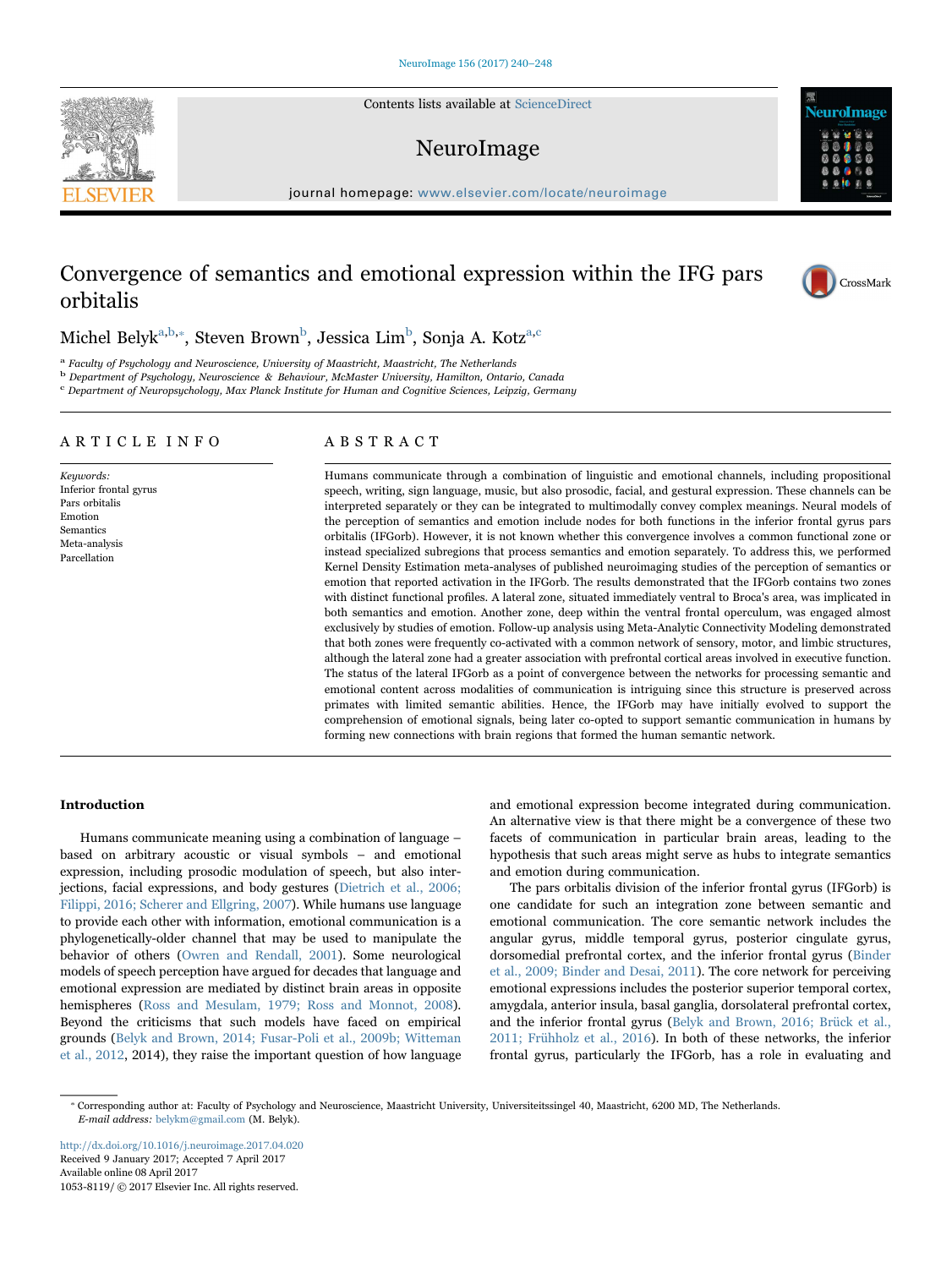# Convergence of semantics and emotional expression within the IFG pars orbitalis

Michel Belyk[a,b,*], Steven Brown[b], Jessica Lim[b], Sonja A. Kotz[a,c]

[a] Faculty of Psychology and Neuroscience, University of Maastricht, Maastricht, The Netherlands
[b] Department of Psychology, Neuroscience & Behaviour, McMaster University, Hamilton, Ontario, Canada
[c] Department of Neuropsychology, Max Planck Institute for Human and Cognitive Sciences, Leipzig, Germany

## ARTICLE INFO

*Keywords:*
Inferior frontal gyrus
Pars orbitalis
Emotion
Semantics
Meta-analysis
Parcellation

## ABSTRACT

Humans communicate through a combination of linguistic and emotional channels, including propositional speech, writing, sign language, music, but also prosodic, facial, and gestural expression. These channels can be interpreted separately or they can be integrated to multimodally convey complex meanings. Neural models of the perception of semantics and emotion include nodes for both functions in the inferior frontal gyrus pars orbitalis (IFGorb). However, it is not known whether this convergence involves a common functional zone or instead specialized subregions that process semantics and emotion separately. To address this, we performed Kernel Density Estimation meta-analyses of published neuroimaging studies of the perception of semantics or emotion that reported activation in the IFGorb. The results demonstrated that the IFGorb contains two zones with distinct functional profiles. A lateral zone, situated immediately ventral to Broca's area, was implicated in both semantics and emotion. Another zone, deep within the ventral frontal operculum, was engaged almost exclusively by studies of emotion. Follow-up analysis using Meta-Analytic Connectivity Modeling demonstrated that both zones were frequently co-activated with a common network of sensory, motor, and limbic structures, although the lateral zone had a greater association with prefrontal cortical areas involved in executive function. The status of the lateral IFGorb as a point of convergence between the networks for processing semantic and emotional content across modalities of communication is intriguing since this structure is preserved across primates with limited semantic abilities. Hence, the IFGorb may have initially evolved to support the comprehension of emotional signals, being later co-opted to support semantic communication in humans by forming new connections with brain regions that formed the human semantic network.

## Introduction

Humans communicate meaning using a combination of language – based on arbitrary acoustic or visual symbols – and emotional expression, including prosodic modulation of speech, but also interjections, facial expressions, and body gestures (Dietrich et al., 2006; Filippi, 2016; Scherer and Ellgring, 2007). While humans use language to provide each other with information, emotional communication is a phylogenetically-older channel that may be used to manipulate the behavior of others (Owren and Rendall, 2001). Some neurological models of speech perception have argued for decades that language and emotional expression are mediated by distinct brain areas in opposite hemispheres (Ross and Mesulam, 1979; Ross and Monnot, 2008). Beyond the criticisms that such models have faced on empirical grounds (Belyk and Brown, 2014; Fusar-Poli et al., 2009b; Witteman et al., 2012, 2014), they raise the important question of how language and emotional expression become integrated during communication. An alternative view is that there might be a convergence of these two facets of communication in particular brain areas, leading to the hypothesis that such areas might serve as hubs to integrate semantics and emotion during communication.

The pars orbitalis division of the inferior frontal gyrus (IFGorb) is one candidate for such an integration zone between semantic and emotional communication. The core semantic network includes the angular gyrus, middle temporal gyrus, posterior cingulate gyrus, dorsomedial prefrontal cortex, and the inferior frontal gyrus (Binder et al., 2009; Binder and Desai, 2011). The core network for perceiving emotional expressions includes the posterior superior temporal cortex, amygdala, anterior insula, basal ganglia, dorsolateral prefrontal cortex, and the inferior frontal gyrus (Belyk and Brown, 2016; Brück et al., 2011; Frühholz et al., 2016). In both of these networks, the inferior frontal gyrus, particularly the IFGorb, has a role in evaluating and

* Corresponding author at: Faculty of Psychology and Neuroscience, Maastricht University, Universiteitssingel 40, Maastricht, 6200 MD, The Netherlands.
*E-mail address:* belykm@gmail.com (M. Belyk).

http://dx.doi.org/10.1016/j.neuroimage.2017.04.020
Received 9 January 2017; Accepted 7 April 2017
Available online 08 April 2017
1053-8119/ © 2017 Elsevier Inc. All rights reserved.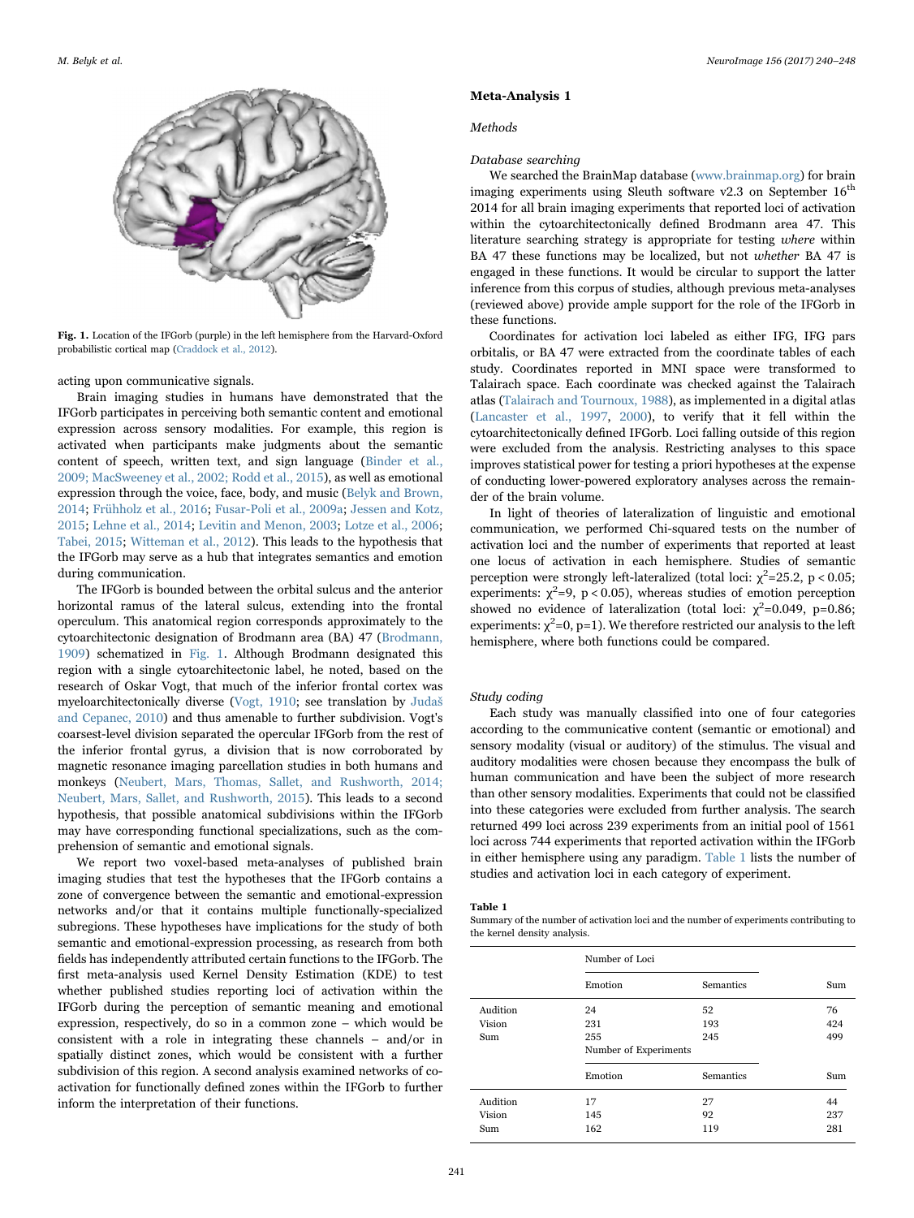**Fig. 1.** Location of the IFGorb (purple) in the left hemisphere from the Harvard-Oxford probabilistic cortical map (Craddock et al., 2012).

acting upon communicative signals.

Brain imaging studies in humans have demonstrated that the IFGorb participates in perceiving both semantic content and emotional expression across sensory modalities. For example, this region is activated when participants make judgments about the semantic content of speech, written text, and sign language (Binder et al., 2009; MacSweeney et al., 2002; Rodd et al., 2015), as well as emotional expression through the voice, face, body, and music (Belyk and Brown, 2014; Frühholz et al., 2016; Fusar-Poli et al., 2009a; Jessen and Kotz, 2015; Lehne et al., 2014; Levitin and Menon, 2003; Lotze et al., 2006; Tabei, 2015; Witteman et al., 2012). This leads to the hypothesis that the IFGorb may serve as a hub that integrates semantics and emotion during communication.

The IFGorb is bounded between the orbital sulcus and the anterior horizontal ramus of the lateral sulcus, extending into the frontal operculum. This anatomical region corresponds approximately to the cytoarchitectonic designation of Brodmann area (BA) 47 (Brodmann, 1909) schematized in Fig. 1. Although Brodmann designated this region with a single cytoarchitectonic label, he noted, based on the research of Oskar Vogt, that much of the inferior frontal cortex was myeloarchitectonically diverse (Vogt, 1910; see translation by Judaš and Cepanec, 2010) and thus amenable to further subdivision. Vogt's coarsest-level division separated the opercular IFGorb from the rest of the inferior frontal gyrus, a division that is now corroborated by magnetic resonance imaging parcellation studies in both humans and monkeys (Neubert, Mars, Thomas, Sallet, and Rushworth, 2014; Neubert, Mars, Sallet, and Rushworth, 2015). This leads to a second hypothesis, that possible anatomical subdivisions within the IFGorb may have corresponding functional specializations, such as the comprehension of semantic and emotional signals.

We report two voxel-based meta-analyses of published brain imaging studies that test the hypotheses that the IFGorb contains a zone of convergence between the semantic and emotional-expression networks and/or that it contains multiple functionally-specialized subregions. These hypotheses have implications for the study of both semantic and emotional-expression processing, as research from both fields has independently attributed certain functions to the IFGorb. The first meta-analysis used Kernel Density Estimation (KDE) to test whether published studies reporting loci of activation within the IFGorb during the perception of semantic meaning and emotional expression, respectively, do so in a common zone – which would be consistent with a role in integrating these channels – and/or in spatially distinct zones, which would be consistent with a further subdivision of this region. A second analysis examined networks of co-activation for functionally defined zones within the IFGorb to further inform the interpretation of their functions.

## Meta-Analysis 1

### *Methods*

#### *Database searching*

We searched the BrainMap database (www.brainmap.org) for brain imaging experiments using Sleuth software v2.3 on September 16th 2014 for all brain imaging experiments that reported loci of activation within the cytoarchitectonically defined Brodmann area 47. This literature searching strategy is appropriate for testing *where* within BA 47 these functions may be localized, but not *whether* BA 47 is engaged in these functions. It would be circular to support the latter inference from this corpus of studies, although previous meta-analyses (reviewed above) provide ample support for the role of the IFGorb in these functions.

Coordinates for activation loci labeled as either IFG, IFG pars orbitalis, or BA 47 were extracted from the coordinate tables of each study. Coordinates reported in MNI space were transformed to Talairach space. Each coordinate was checked against the Talairach atlas (Talairach and Tournoux, 1988), as implemented in a digital atlas (Lancaster et al., 1997, 2000), to verify that it fell within the cytoarchitectonically defined IFGorb. Loci falling outside of this region were excluded from the analysis. Restricting analyses to this space improves statistical power for testing a priori hypotheses at the expense of conducting lower-powered exploratory analyses across the remainder of the brain volume.

In light of theories of lateralization of linguistic and emotional communication, we performed Chi-squared tests on the number of activation loci and the number of experiments that reported at least one locus of activation in each hemisphere. Studies of semantic perception were strongly left-lateralized (total loci: $\chi^2$=25.2, $p < 0.05$; experiments: $\chi^2$=9, $p < 0.05$), whereas studies of emotion perception showed no evidence of lateralization (total loci: $\chi^2$=0.049, $p$=0.86; experiments: $\chi^2$=0, $p$=1). We therefore restricted our analysis to the left hemisphere, where both functions could be compared.

#### *Study coding*

Each study was manually classified into one of four categories according to the communicative content (semantic or emotional) and sensory modality (visual or auditory) of the stimulus. The visual and auditory modalities were chosen because they encompass the bulk of human communication and have been the subject of more research than other sensory modalities. Experiments that could not be classified into these categories were excluded from further analysis. The search returned 499 loci across 239 experiments from an initial pool of 1561 loci across 744 experiments that reported activation within the IFGorb in either hemisphere using any paradigm. Table 1 lists the number of studies and activation loci in each category of experiment.

**Table 1**
Summary of the number of activation loci and the number of experiments contributing to the kernel density analysis.

| | Number of Loci | | |
|---|---|---|---|
| | Emotion | Semantics | Sum |
| Audition | 24 | 52 | 76 |
| Vision | 231 | 193 | 424 |
| Sum | 255 | 245 | 499 |
| | **Number of Experiments** | | |
| | Emotion | Semantics | Sum |
| Audition | 17 | 27 | 44 |
| Vision | 145 | 92 | 237 |
| Sum | 162 | 119 | 281 |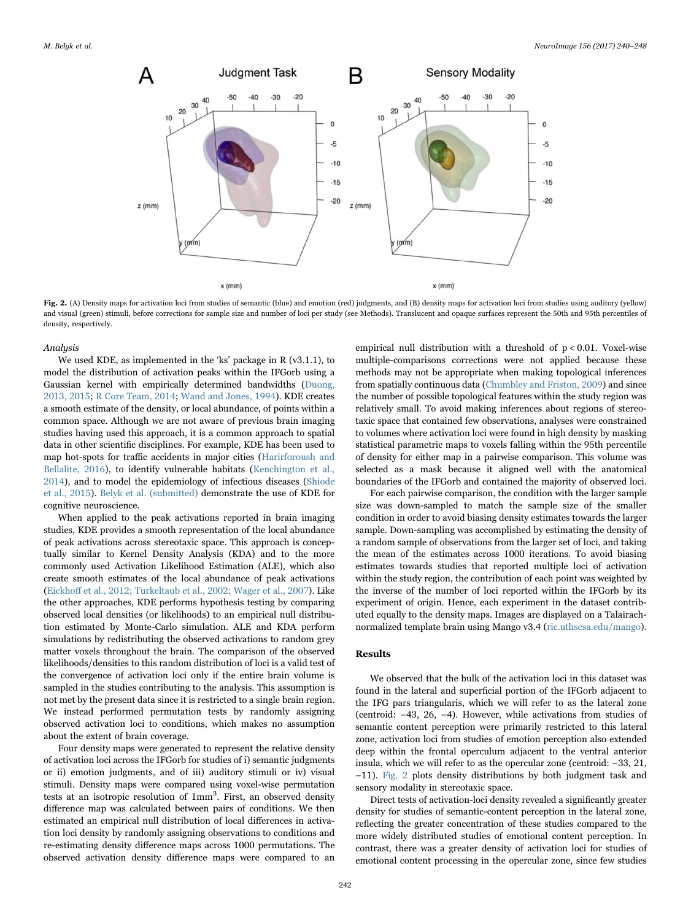Fig. 2. (A) Density maps for activation loci from studies of semantic (blue) and emotion (red) judgments, and (B) density maps for activation loci from studies using auditory (yellow) and visual (green) stimuli, before corrections for sample size and number of loci per study (see Methods). Translucent and opaque surfaces represent the 50th and 95th percentiles of density, respectively.

*Analysis*

We used KDE, as implemented in the 'ks' package in R (v3.1.1), to model the distribution of activation peaks within the IFGorb using a Gaussian kernel with empirically determined bandwidths (Duong, 2013, 2015; R Core Team, 2014; Wand and Jones, 1994). KDE creates a smooth estimate of the density, or local abundance, of points within a common space. Although we are not aware of previous brain imaging studies having used this approach, it is a common approach to spatial data in other scientific disciplines. For example, KDE has been used to map hot-spots for traffic accidents in major cities (Harirforoush and Bellalite, 2016), to identify vulnerable habitats (Kenchington et al., 2014), and to model the epidemiology of infectious diseases (Shiode et al., 2015). Belyk et al. (submitted) demonstrate the use of KDE for cognitive neuroscience.

When applied to the peak activations reported in brain imaging studies, KDE provides a smooth representation of the local abundance of peak activations across stereotaxic space. This approach is conceptually similar to Kernel Density Analysis (KDA) and to the more commonly used Activation Likelihood Estimation (ALE), which also create smooth estimates of the local abundance of peak activations (Eickhoff et al., 2012; Turkeltaub et al., 2002; Wager et al., 2007). Like the other approaches, KDE performs hypothesis testing by comparing observed local densities (or likelihoods) to an empirical null distribution estimated by Monte-Carlo simulation. ALE and KDA perform simulations by redistributing the observed activations to random grey matter voxels throughout the brain. The comparison of the observed likelihoods/densities to this random distribution of loci is a valid test of the convergence of activation loci only if the entire brain volume is sampled in the studies contributing to the analysis. This assumption is not met by the present data since it is restricted to a single brain region. We instead performed permutation tests by randomly assigning observed activation loci to conditions, which makes no assumption about the extent of brain coverage.

Four density maps were generated to represent the relative density of activation loci across the IFGorb for studies of i) semantic judgments or ii) emotion judgments, and of iii) auditory stimuli or iv) visual stimuli. Density maps were compared using voxel-wise permutation tests at an isotropic resolution of 1mm$^3$. First, an observed density difference map was calculated between pairs of conditions. We then estimated an empirical null distribution of local differences in activation loci density by randomly assigning observations to conditions and re-estimating density difference maps across 1000 permutations. The observed activation density difference maps were compared to an empirical null distribution with a threshold of $p < 0.01$. Voxel-wise multiple-comparisons corrections were not applied because these methods may not be appropriate when making topological inferences from spatially continuous data (Chumbley and Friston, 2009) and since the number of possible topological features within the study region was relatively small. To avoid making inferences about regions of stereotaxic space that contained few observations, analyses were constrained to volumes where activation loci were found in high density by masking statistical parametric maps to voxels falling within the 95th percentile of density for either map in a pairwise comparison. This volume was selected as a mask because it aligned well with the anatomical boundaries of the IFGorb and contained the majority of observed loci.

For each pairwise comparison, the condition with the larger sample size was down-sampled to match the sample size of the smaller condition in order to avoid biasing density estimates towards the larger sample. Down-sampling was accomplished by estimating the density of a random sample of observations from the larger set of loci, and taking the mean of the estimates across 1000 iterations. To avoid biasing estimates towards studies that reported multiple loci of activation within the study region, the contribution of each point was weighted by the inverse of the number of loci reported within the IFGorb by its experiment of origin. Hence, each experiment in the dataset contributed equally to the density maps. Images are displayed on a Talairach-normalized template brain using Mango v3.4 (ric.uthscsa.edu/mango).

## Results

We observed that the bulk of the activation loci in this dataset was found in the lateral and superficial portion of the IFGorb adjacent to the IFG pars triangularis, which we will refer to as the lateral zone (centroid: −43, 26, −4). However, while activations from studies of semantic content perception were primarily restricted to this lateral zone, activation loci from studies of emotion perception also extended deep within the frontal operculum adjacent to the ventral anterior insula, which we will refer to as the opercular zone (centroid: −33, 21, −11). Fig. 2 plots density distributions by both judgment task and sensory modality in stereotaxic space.

Direct tests of activation-loci density revealed a significantly greater density for studies of semantic-content perception in the lateral zone, reflecting the greater concentration of these studies compared to the more widely distributed studies of emotional content perception. In contrast, there was a greater density of activation loci for studies of emotional content processing in the opercular zone, since few studies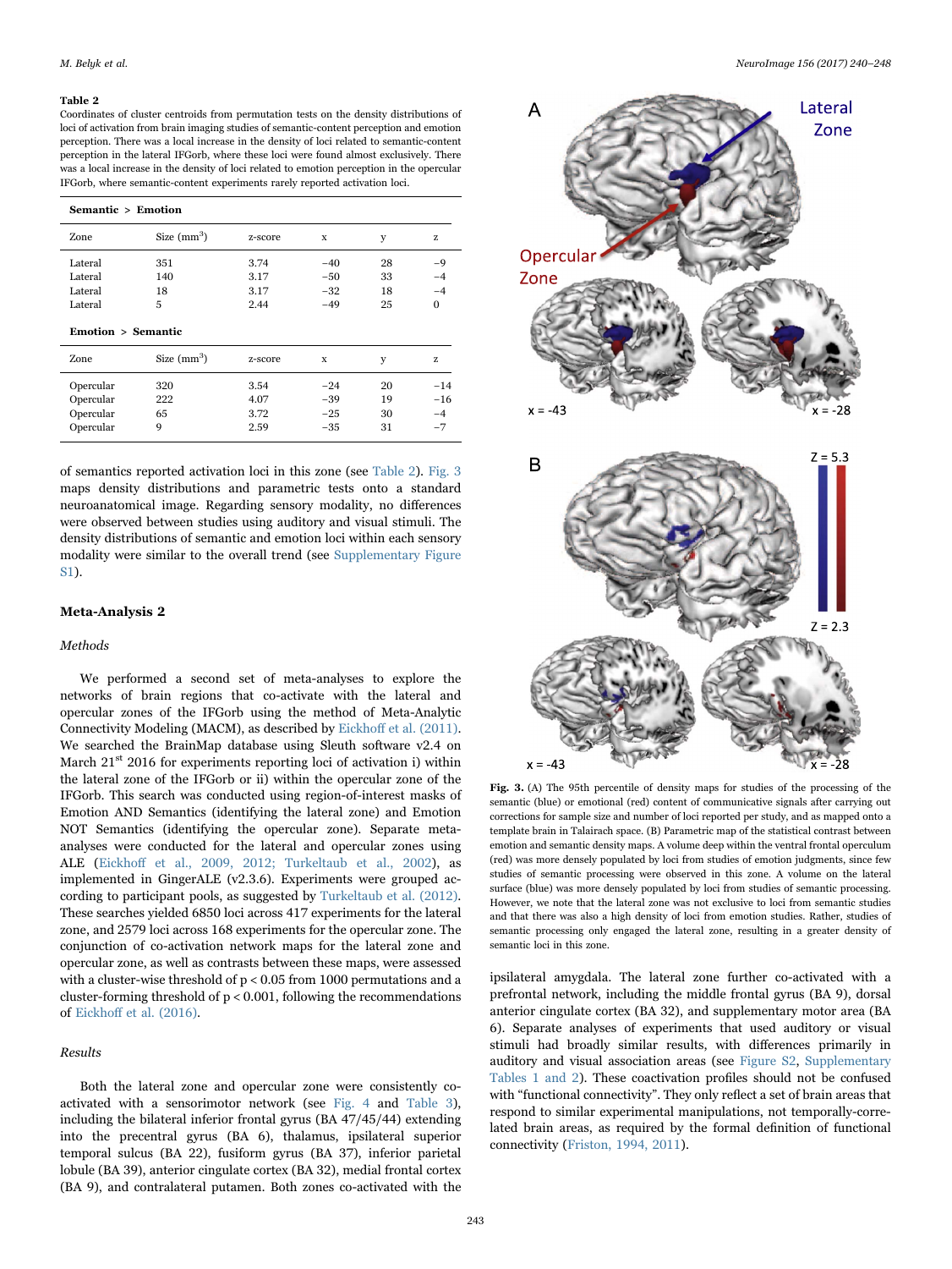**Table 2**
Coordinates of cluster centroids from permutation tests on the density distributions of loci of activation from brain imaging studies of semantic-content perception and emotion perception. There was a local increase in the density of loci related to semantic-content perception in the lateral IFGorb, where these loci were found almost exclusively. There was a local increase in the density of loci related to emotion perception in the opercular IFGorb, where semantic-content experiments rarely reported activation loci.

| Zone | Size (mm³) | z-score | x | y | z |
|---|---|---|---|---|---|
| **Semantic > Emotion** | | | | | |
| Lateral | 351 | 3.74 | −40 | 28 | −9 |
| Lateral | 140 | 3.17 | −50 | 33 | −4 |
| Lateral | 18 | 3.17 | −32 | 18 | −4 |
| Lateral | 5 | 2.44 | −49 | 25 | 0 |
| **Emotion > Semantic** | | | | | |
| Opercular | 320 | 3.54 | −24 | 20 | −14 |
| Opercular | 222 | 4.07 | −39 | 19 | −16 |
| Opercular | 65 | 3.72 | −25 | 30 | −4 |
| Opercular | 9 | 2.59 | −35 | 31 | −7 |

of semantics reported activation loci in this zone (see Table 2). Fig. 3 maps density distributions and parametric tests onto a standard neuroanatomical image. Regarding sensory modality, no differences were observed between studies using auditory and visual stimuli. The density distributions of semantic and emotion loci within each sensory modality were similar to the overall trend (see Supplementary Figure S1).

**Fig. 3.** (A) The 95th percentile of density maps for studies of the processing of the semantic (blue) or emotional (red) content of communicative signals after carrying out corrections for sample size and number of loci reported per study, and as mapped onto a template brain in Talairach space. (B) Parametric map of the statistical contrast between emotion and semantic density maps. A volume deep within the ventral frontal operculum (red) was more densely populated by loci from studies of emotion judgments, since few studies of semantic processing were observed in this zone. A volume on the lateral surface (blue) was more densely populated by loci from studies of semantic processing. However, we note that the lateral zone was not exclusive to loci from semantic studies and that there was also a high density of loci from emotion studies. Rather, studies of semantic processing only engaged the lateral zone, resulting in a greater density of semantic loci in this zone.

## Meta-Analysis 2

### Methods

We performed a second set of meta-analyses to explore the networks of brain regions that co-activate with the lateral and opercular zones of the IFGorb using the method of Meta-Analytic Connectivity Modeling (MACM), as described by Eickhoff et al. (2011). We searched the BrainMap database using Sleuth software v2.4 on March 21st 2016 for experiments reporting loci of activation i) within the lateral zone of the IFGorb or ii) within the opercular zone of the IFGorb. This search was conducted using region-of-interest masks of Emotion AND Semantics (identifying the lateral zone) and Emotion NOT Semantics (identifying the opercular zone). Separate meta-analyses were conducted for the lateral and opercular zones using ALE (Eickhoff et al., 2009, 2012; Turkeltaub et al., 2002), as implemented in GingerALE (v2.3.6). Experiments were grouped according to participant pools, as suggested by Turkeltaub et al. (2012). These searches yielded 6850 loci across 417 experiments for the lateral zone, and 2579 loci across 168 experiments for the opercular zone. The conjunction of co-activation network maps for the lateral zone and opercular zone, as well as contrasts between these maps, were assessed with a cluster-wise threshold of $p < 0.05$ from 1000 permutations and a cluster-forming threshold of $p < 0.001$, following the recommendations of Eickhoff et al. (2016).

### Results

Both the lateral zone and opercular zone were consistently co-activated with a sensorimotor network (see Fig. 4 and Table 3), including the bilateral inferior frontal gyrus (BA 47/45/44) extending into the precentral gyrus (BA 6), thalamus, ipsilateral superior temporal sulcus (BA 22), fusiform gyrus (BA 37), inferior parietal lobule (BA 39), anterior cingulate cortex (BA 32), medial frontal cortex (BA 9), and contralateral putamen. Both zones co-activated with the ipsilateral amygdala. The lateral zone further co-activated with a prefrontal network, including the middle frontal gyrus (BA 9), dorsal anterior cingulate cortex (BA 32), and supplementary motor area (BA 6). Separate analyses of experiments that used auditory or visual stimuli had broadly similar results, with differences primarily in auditory and visual association areas (see Figure S2, Supplementary Tables 1 and 2). These coactivation profiles should not be confused with "functional connectivity". They only reflect a set of brain areas that respond to similar experimental manipulations, not temporally-correlated brain areas, as required by the formal definition of functional connectivity (Friston, 1994, 2011).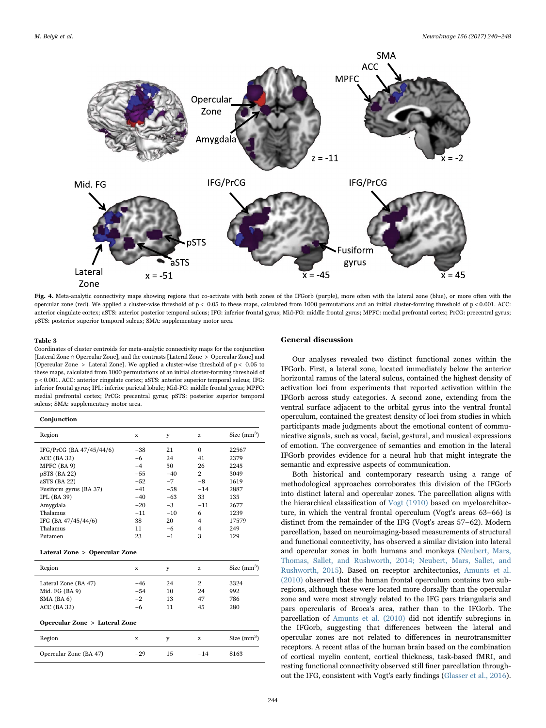**Fig. 4.** Meta-analytic connectivity maps showing regions that co-activate with both zones of the IFGorb (purple), more often with the lateral zone (blue), or more often with the opercular zone (red). We applied a cluster-wise threshold of $p < 0.05$ to these maps, calculated from 1000 permutations and an initial cluster-forming threshold of $p < 0.001$. ACC: anterior cingulate cortex; aSTS: anterior posterior temporal sulcus; IFG: inferior frontal gyrus; Mid-FG: middle frontal gyrus; MPFC: medial prefrontal cortex; PrCG: precentral gyrus; pSTS: posterior superior temporal sulcus; SMA: supplementary motor area.

**Table 3**
Coordinates of cluster centroids for meta-analytic connectivity maps for the conjunction [Lateral Zone ∩ Opercular Zone], and the contrasts [Lateral Zone > Opercular Zone] and [Opercular Zone > Lateral Zone]. We applied a cluster-wise threshold of $p < 0.05$ to these maps, calculated from 1000 permutations of an initial cluster-forming threshold of $p < 0.001$. ACC: anterior cingulate cortex; aSTS: anterior superior temporal sulcus; IFG: inferior frontal gyrus; IPL: inferior parietal lobule; Mid-FG: middle frontal gyrus; MPFC: medial prefrontal cortex; PrCG: precentral gyrus; pSTS: posterior superior temporal sulcus; SMA: supplementary motor area.

| Region | x | y | z | Size (mm$^3$) |
|---|---|---|---|---|
| **Conjunction** | | | | |
| IFG/PrCG (BA 47/45/44/6) | −38 | 21 | 0 | 22567 |
| ACC (BA 32) | −6 | 24 | 41 | 2379 |
| MPFC (BA 9) | −4 | 50 | 26 | 2245 |
| pSTS (BA 22) | −55 | −40 | 2 | 3049 |
| aSTS (BA 22) | −52 | −7 | −8 | 1619 |
| Fusiform gyrus (BA 37) | −41 | −58 | −14 | 2887 |
| IPL (BA 39) | −40 | −63 | 33 | 135 |
| Amygdala | −20 | −3 | −11 | 2677 |
| Thalamus | −11 | −10 | 6 | 1239 |
| IFG (BA 47/45/44/6) | 38 | 20 | 4 | 17579 |
| Thalamus | 11 | −6 | 4 | 249 |
| Putamen | 23 | −1 | 3 | 129 |
| **Lateral Zone > Opercular Zone** | | | | |
| Lateral Zone (BA 47) | −46 | 24 | 2 | 3324 |
| Mid. FG (BA 9) | −54 | 10 | 24 | 992 |
| SMA (BA 6) | −2 | 13 | 47 | 786 |
| ACC (BA 32) | −6 | 11 | 45 | 280 |
| **Opercular Zone > Lateral Zone** | | | | |
| Opercular Zone (BA 47) | −29 | 15 | −14 | 8163 |

## General discussion

Our analyses revealed two distinct functional zones within the IFGorb. First, a lateral zone, located immediately below the anterior horizontal ramus of the lateral sulcus, contained the highest density of activation loci from experiments that reported activation within the IFGorb across study categories. A second zone, extending from the ventral surface adjacent to the orbital gyrus into the ventral frontal operculum, contained the greatest density of loci from studies in which participants made judgments about the emotional content of communicative signals, such as vocal, facial, gestural, and musical expressions of emotion. The convergence of semantics and emotion in the lateral IFGorb provides evidence for a neural hub that might integrate the semantic and expressive aspects of communication.

Both historical and contemporary research using a range of methodological approaches corroborates this division of the IFGorb into distinct lateral and opercular zones. The parcellation aligns with the hierarchical classification of Vogt (1910) based on myeloarchitecture, in which the ventral frontal operculum (Vogt's areas 63–66) is distinct from the remainder of the IFG (Vogt's areas 57–62). Modern parcellation, based on neuroimaging-based measurements of structural and functional connectivity, has observed a similar division into lateral and opercular zones in both humans and monkeys (Neubert, Mars, Thomas, Sallet, and Rushworth, 2014; Neubert, Mars, Sallet, and Rushworth, 2015). Based on receptor architectonics, Amunts et al. (2010) observed that the human frontal operculum contains two subregions, although these were located more dorsally than the opercular zone and were most strongly related to the IFG pars triangularis and pars opercularis of Broca's area, rather than to the IFGorb. The parcellation of Amunts et al. (2010) did not identify subregions in the IFGorb, suggesting that differences between the lateral and opercular zones are not related to differences in neurotransmitter receptors. A recent atlas of the human brain based on the combination of cortical myelin content, cortical thickness, task-based fMRI, and resting functional connectivity observed still finer parcellation throughout the IFG, consistent with Vogt's early findings (Glasser et al., 2016).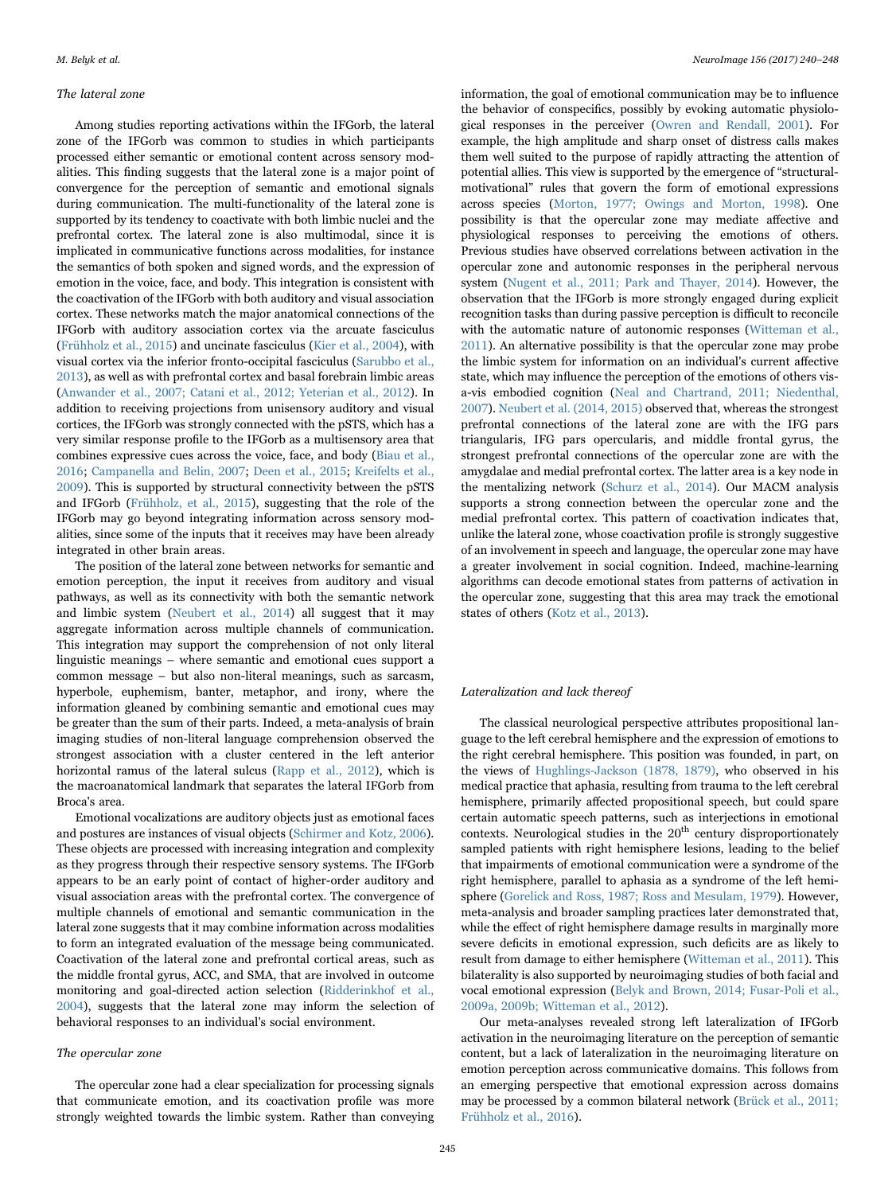### The lateral zone

Among studies reporting activations within the IFGorb, the lateral zone of the IFGorb was common to studies in which participants processed either semantic or emotional content across sensory modalities. This finding suggests that the lateral zone is a major point of convergence for the perception of semantic and emotional signals during communication. The multi-functionality of the lateral zone is supported by its tendency to coactivate with both limbic nuclei and the prefrontal cortex. The lateral zone is also multimodal, since it is implicated in communicative functions across modalities, for instance the semantics of both spoken and signed words, and the expression of emotion in the voice, face, and body. This integration is consistent with the coactivation of the IFGorb with both auditory and visual association cortex. These networks match the major anatomical connections of the IFGorb with auditory association cortex via the arcuate fasciculus (Frühholz et al., 2015) and uncinate fasciculus (Kier et al., 2004), with visual cortex via the inferior fronto-occipital fasciculus (Sarubbo et al., 2013), as well as with prefrontal cortex and basal forebrain limbic areas (Anwander et al., 2007; Catani et al., 2012; Yeterian et al., 2012). In addition to receiving projections from unisensory auditory and visual cortices, the IFGorb was strongly connected with the pSTS, which has a very similar response profile to the IFGorb as a multisensory area that combines expressive cues across the voice, face, and body (Biau et al., 2016; Campanella and Belin, 2007; Deen et al., 2015; Kreifelts et al., 2009). This is supported by structural connectivity between the pSTS and IFGorb (Frühholz, et al., 2015), suggesting that the role of the IFGorb may go beyond integrating information across sensory modalities, since some of the inputs that it receives may have been already integrated in other brain areas.

The position of the lateral zone between networks for semantic and emotion perception, the input it receives from auditory and visual pathways, as well as its connectivity with both the semantic network and limbic system (Neubert et al., 2014) all suggest that it may aggregate information across multiple channels of communication. This integration may support the comprehension of not only literal linguistic meanings – where semantic and emotional cues support a common message – but also non-literal meanings, such as sarcasm, hyperbole, euphemism, banter, metaphor, and irony, where the information gleaned by combining semantic and emotional cues may be greater than the sum of their parts. Indeed, a meta-analysis of brain imaging studies of non-literal language comprehension observed the strongest association with a cluster centered in the left anterior horizontal ramus of the lateral sulcus (Rapp et al., 2012), which is the macroanatomical landmark that separates the lateral IFGorb from Broca's area.

Emotional vocalizations are auditory objects just as emotional faces and postures are instances of visual objects (Schirmer and Kotz, 2006). These objects are processed with increasing integration and complexity as they progress through their respective sensory systems. The IFGorb appears to be an early point of contact of higher-order auditory and visual association areas with the prefrontal cortex. The convergence of multiple channels of emotional and semantic communication in the lateral zone suggests that it may combine information across modalities to form an integrated evaluation of the message being communicated. Coactivation of the lateral zone and prefrontal cortical areas, such as the middle frontal gyrus, ACC, and SMA, that are involved in outcome monitoring and goal-directed action selection (Ridderinkhof et al., 2004), suggests that the lateral zone may inform the selection of behavioral responses to an individual's social environment.

### The opercular zone

The opercular zone had a clear specialization for processing signals that communicate emotion, and its coactivation profile was more strongly weighted towards the limbic system. Rather than conveying information, the goal of emotional communication may be to influence the behavior of conspecifics, possibly by evoking automatic physiological responses in the perceiver (Owren and Rendall, 2001). For example, the high amplitude and sharp onset of distress calls makes them well suited to the purpose of rapidly attracting the attention of potential allies. This view is supported by the emergence of "structural-motivational" rules that govern the form of emotional expressions across species (Morton, 1977; Owings and Morton, 1998). One possibility is that the opercular zone may mediate affective and physiological responses to perceiving the emotions of others. Previous studies have observed correlations between activation in the opercular zone and autonomic responses in the peripheral nervous system (Nugent et al., 2011; Park and Thayer, 2014). However, the observation that the IFGorb is more strongly engaged during explicit recognition tasks than during passive perception is difficult to reconcile with the automatic nature of autonomic responses (Witteman et al., 2011). An alternative possibility is that the opercular zone may probe the limbic system for information on an individual's current affective state, which may influence the perception of the emotions of others vis-a-vis embodied cognition (Neal and Chartrand, 2011; Niedenthal, 2007). Neubert et al. (2014, 2015) observed that, whereas the strongest prefrontal connections of the lateral zone are with the IFG pars triangularis, IFG pars opercularis, and middle frontal gyrus, the strongest prefrontal connections of the opercular zone are with the amygdalae and medial prefrontal cortex. The latter area is a key node in the mentalizing network (Schurz et al., 2014). Our MACM analysis supports a strong connection between the opercular zone and the medial prefrontal cortex. This pattern of coactivation indicates that, unlike the lateral zone, whose coactivation profile is strongly suggestive of an involvement in speech and language, the opercular zone may have a greater involvement in social cognition. Indeed, machine-learning algorithms can decode emotional states from patterns of activation in the opercular zone, suggesting that this area may track the emotional states of others (Kotz et al., 2013).

### Lateralization and lack thereof

The classical neurological perspective attributes propositional language to the left cerebral hemisphere and the expression of emotions to the right cerebral hemisphere. This position was founded, in part, on the views of Hughlings-Jackson (1878, 1879), who observed in his medical practice that aphasia, resulting from trauma to the left cerebral hemisphere, primarily affected propositional speech, but could spare certain automatic speech patterns, such as interjections in emotional contexts. Neurological studies in the 20th century disproportionately sampled patients with right hemisphere lesions, leading to the belief that impairments of emotional communication were a syndrome of the right hemisphere, parallel to aphasia as a syndrome of the left hemisphere (Gorelick and Ross, 1987; Ross and Mesulam, 1979). However, meta-analysis and broader sampling practices later demonstrated that, while the effect of right hemisphere damage results in marginally more severe deficits in emotional expression, such deficits are as likely to result from damage to either hemisphere (Witteman et al., 2011). This bilaterality is also supported by neuroimaging studies of both facial and vocal emotional expression (Belyk and Brown, 2014; Fusar-Poli et al., 2009a, 2009b; Witteman et al., 2012).

Our meta-analyses revealed strong left lateralization of IFGorb activation in the neuroimaging literature on the perception of semantic content, but a lack of lateralization in the neuroimaging literature on emotion perception across communicative domains. This follows from an emerging perspective that emotional expression across domains may be processed by a common bilateral network (Brück et al., 2011; Frühholz et al., 2016).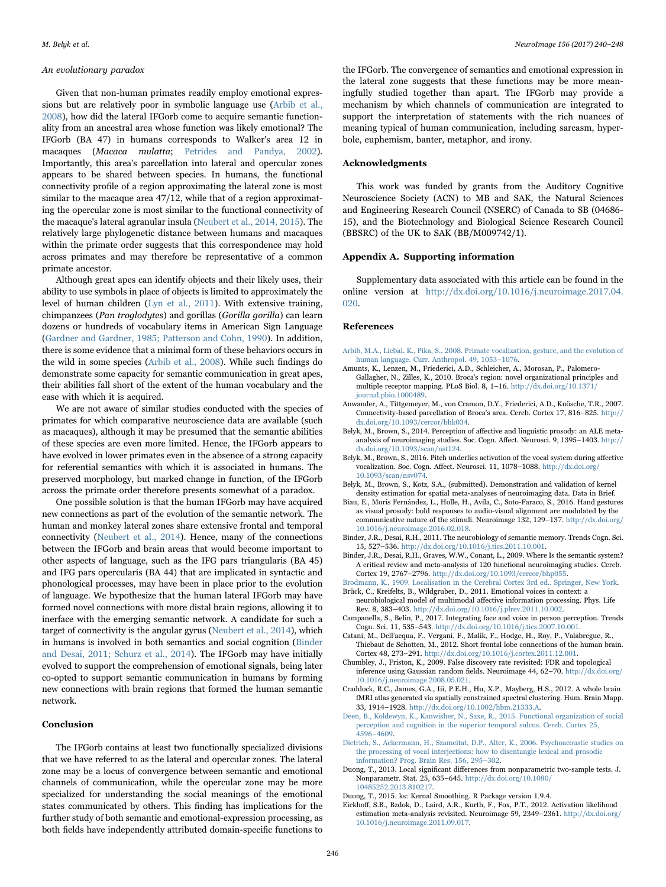### An evolutionary paradox

Given that non-human primates readily employ emotional expressions but are relatively poor in symbolic language use (Arbib et al., 2008), how did the lateral IFGorb come to acquire semantic functionality from an ancestral area whose function was likely emotional? The IFGorb (BA 47) in humans corresponds to Walker's area 12 in macaques (*Macaca mulatta*; Petrides and Pandya, 2002). Importantly, this area's parcellation into lateral and opercular zones appears to be shared between species. In humans, the functional connectivity profile of a region approximating the lateral zone is most similar to the macaque area 47/12, while that of a region approximating the opercular zone is most similar to the functional connectivity of the macaque's lateral agranular insula (Neubert et al., 2014, 2015). The relatively large phylogenetic distance between humans and macaques within the primate order suggests that this correspondence may hold across primates and may therefore be representative of a common primate ancestor.

Although great apes can identify objects and their likely uses, their ability to use symbols in place of objects is limited to approximately the level of human children (Lyn et al., 2011). With extensive training, chimpanzees (*Pan troglodytes*) and gorillas (*Gorilla gorilla*) can learn dozens or hundreds of vocabulary items in American Sign Language (Gardner and Gardner, 1985; Patterson and Cohn, 1990). In addition, there is some evidence that a minimal form of these behaviors occurs in the wild in some species (Arbib et al., 2008). While such findings do demonstrate some capacity for semantic communication in great apes, their abilities fall short of the extent of the human vocabulary and the ease with which it is acquired.

We are not aware of similar studies conducted with the species of primates for which comparative neuroscience data are available (such as macaques), although it may be presumed that the semantic abilities of these species are even more limited. Hence, the IFGorb appears to have evolved in lower primates even in the absence of a strong capacity for referential semantics with which it is associated in humans. The preserved morphology, but marked change in function, of the IFGorb across the primate order therefore presents somewhat of a paradox.

One possible solution is that the human IFGorb may have acquired new connections as part of the evolution of the semantic network. The human and monkey lateral zones share extensive frontal and temporal connectivity (Neubert et al., 2014). Hence, many of the connections between the IFGorb and brain areas that would become important to other aspects of language, such as the IFG pars triangularis (BA 45) and IFG pars opercularis (BA 44) that are implicated in syntactic and phonological processes, may have been in place prior to the evolution of language. We hypothesize that the human lateral IFGorb may have formed novel connections with more distal brain regions, allowing it to inerface with the emerging semantic network. A candidate for such a target of connectivity is the angular gyrus (Neubert et al., 2014), which in humans is involved in both semantics and social cognition (Binder and Desai, 2011; Schurz et al., 2014). The IFGorb may have initially evolved to support the comprehension of emotional signals, being later co-opted to support semantic communication in humans by forming new connections with brain regions that formed the human semantic network.

## Conclusion

The IFGorb contains at least two functionally specialized divisions that we have referred to as the lateral and opercular zones. The lateral zone may be a locus of convergence between semantic and emotional channels of communication, while the opercular zone may be more specialized for understanding the social meanings of the emotional states communicated by others. This finding has implications for the further study of both semantic and emotional-expression processing, as both fields have independently attributed domain-specific functions to the IFGorb. The convergence of semantics and emotional expression in the lateral zone suggests that these functions may be more meaningfully studied together than apart. The IFGorb may provide a mechanism by which channels of communication are integrated to support the interpretation of statements with the rich nuances of meaning typical of human communication, including sarcasm, hyperbole, euphemism, banter, metaphor, and irony.

## Acknowledgments

This work was funded by grants from the Auditory Cognitive Neuroscience Society (ACN) to MB and SAK, the Natural Sciences and Engineering Research Council (NSERC) of Canada to SB (04686-15), and the Biotechnology and Biological Science Research Council (BBSRC) of the UK to SAK (BB/M009742/1).

## Appendix A. Supporting information

Supplementary data associated with this article can be found in the online version at http://dx.doi.org/10.1016/j.neuroimage.2017.04.020.

## References

Arbib, M.A., Liebal, K., Pika, S., 2008. Primate vocalization, gesture, and the evolution of human language. Curr. Anthropol. 49, 1053–1076.

Amunts, K., Lenzen, M., Friederici, A.D., Schleicher, A., Morosan, P., Palomero-Gallagher, N., Zilles, K., 2010. Broca's region: novel organizational principles and multiple receptor mapping. PLoS Biol. 8, 1–16. http://dx.doi.org/10.1371/journal.pbio.1000489.

Anwander, A., Tittgemeyer, M., von Cramon, D.Y., Friederici, A.D., Knösche, T.R., 2007. Connectivity-based parcellation of Broca's area. Cereb. Cortex 17, 816–825. http://dx.doi.org/10.1093/cercor/bhk034.

Belyk, M., Brown, S., 2014. Perception of affective and linguistic prosody: an ALE meta-analysis of neuroimaging studies. Soc. Cogn. Affect. Neurosci. 9, 1395–1403. http://dx.doi.org/10.1093/scan/nst124.

Belyk, M., Brown, S., 2016. Pitch underlies activation of the vocal system during affective vocalization. Soc. Cogn. Affect. Neurosci. 11, 1078–1088. http://dx.doi.org/10.1093/scan/nsv074.

Belyk, M., Brown, S., Kotz, S.A., (submitted). Demonstration and validation of kernel density estimation for spatial meta-analyses of neuroimaging data. Data in Brief.

Biau, E., Morís Fernández, L., Holle, H., Avila, C., Soto-Faraco, S., 2016. Hand gestures as visual prosody: bold responses to audio-visual alignment are modulated by the communicative nature of the stimuli. Neuroimage 132, 129–137. http://dx.doi.org/10.1016/j.neuroimage.2016.02.018.

Binder, J.R., Desai, R.H., 2011. The neurobiology of semantic memory. Trends Cogn. Sci. 15, 527–536. http://dx.doi.org/10.1016/j.tics.2011.10.001.

Binder, J.R., Desai, R.H., Graves, W.W., Conant, L., 2009. Where Is the semantic system? A critical review and meta-analysis of 120 functional neuroimaging studies. Cereb. Cortex 19, 2767–2796. http://dx.doi.org/10.1093/cercor/bhp055.

Brodmann, K., 1909. Localisation in the Cerebral Cortex 3rd ed.. Springer, New York.

Brück, C., Kreifelts, B., Wildgruber, D., 2011. Emotional voices in context: a neurobiological model of multimodal affective information processing. Phys. Life Rev. 8, 383–403. http://dx.doi.org/10.1016/j.plrev.2011.10.002.

Campanella, S., Belin, P., 2017. Integrating face and voice in person perception. Trends Cogn. Sci. 11, 535–543. http://dx.doi.org/10.1016/j.tics.2007.10.001.

Catani, M., Dell'acqua, F., Vergani, F., Malik, F., Hodge, H., Roy, P., Valabregue, R., Thiebaut de Schotten, M., 2012. Short frontal lobe connections of the human brain. Cortex 48, 273–291. http://dx.doi.org/10.1016/j.cortex.2011.12.001.

Chumbley, J., Friston, K., 2009. False discovery rate revisited: FDR and topological inference using Gaussian random fields. Neuroimage 44, 62–70. http://dx.doi.org/10.1016/j.neuroimage.2008.05.021.

Craddock, R.C., James, G.A., Iii, P.E.H., Hu, X.P., Mayberg, H.S., 2012. A whole brain fMRI atlas generated via spatially constrained spectral clustering. Hum. Brain Mapp. 33, 1914–1928. http://dx.doi.org/10.1002/hbm.21333.A.

Deen, B., Koldewyn, K., Kanwisher, N., Saxe, R., 2015. Functional organization of social perception and cognition in the superior temporal sulcus. Cereb. Cortex 25, 4596–4609.

Dietrich, S., Ackermann, H., Szameitat, D.P., Alter, K., 2006. Psychoacoustic studies on the processing of vocal interjections: how to disentangle lexical and prosodic information? Prog. Brain Res. 156, 295–302.

Duong, T., 2013. Local significant differences from nonparametric two-sample tests. J. Nonparametr. Stat. 25, 635–645. http://dx.doi.org/10.1080/10485252.2013.810217.

Duong, T., 2015. ks: Kernal Smoothing. R Package version 1.9.4.

Eickhoff, S.B., Bzdok, D., Laird, A.R., Kurth, F., Fox, P.T., 2012. Activation likelihood estimation meta-analysis revisited. Neuroimage 59, 2349–2361. http://dx.doi.org/10.1016/j.neuroimage.2011.09.017.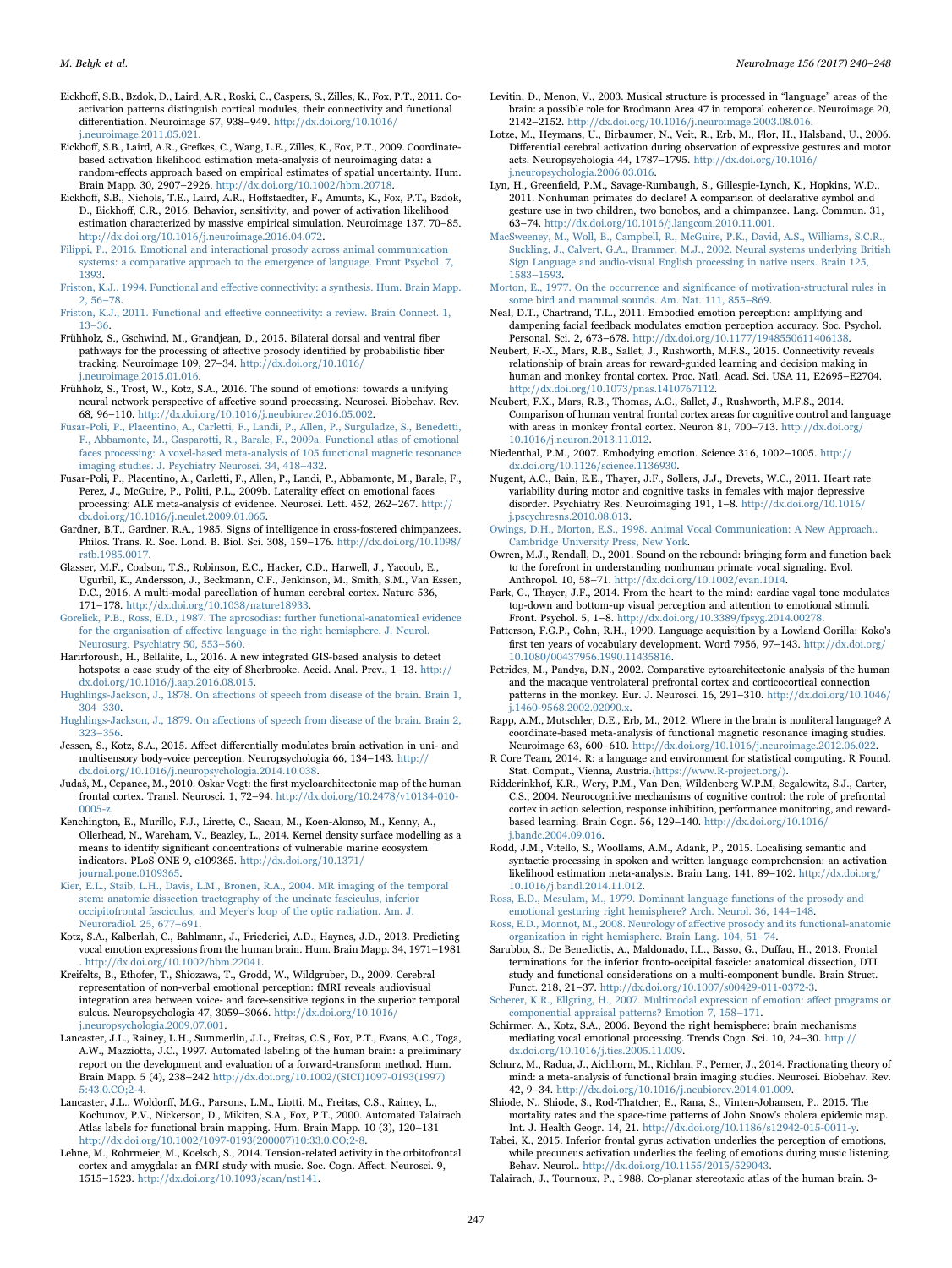Eickhoff, S.B., Bzdok, D., Laird, A.R., Roski, C., Caspers, S., Zilles, K., Fox, P.T., 2011. Co-activation patterns distinguish cortical modules, their connectivity and functional differentiation. Neuroimage 57, 938–949. http://dx.doi.org/10.1016/j.neuroimage.2011.05.021.

Eickhoff, S.B., Laird, A.R., Grefkes, C., Wang, L.E., Zilles, K., Fox, P.T., 2009. Coordinate-based activation likelihood estimation meta-analysis of neuroimaging data: a random-effects approach based on empirical estimates of spatial uncertainty. Hum. Brain Mapp. 30, 2907–2926. http://dx.doi.org/10.1002/hbm.20718.

Eickhoff, S.B., Nichols, T.E., Laird, A.R., Hoffstaedter, F., Amunts, K., Fox, P.T., Bzdok, D., Eickhoff, C.R., 2016. Behavior, sensitivity, and power of activation likelihood estimation characterized by massive empirical simulation. Neuroimage 137, 70–85. http://dx.doi.org/10.1016/j.neuroimage.2016.04.072.

Filippi, P., 2016. Emotional and interactional prosody across animal communication systems: a comparative approach to the emergence of language. Front Psychol. 7, 1393.

Friston, K.J., 1994. Functional and effective connectivity: a synthesis. Hum. Brain Mapp. 2, 56–78.

Friston, K.J., 2011. Functional and effective connectivity: a review. Brain Connect. 1, 13–36.

Frühholz, S., Gschwind, M., Grandjean, D., 2015. Bilateral dorsal and ventral fiber pathways for the processing of affective prosody identified by probabilistic fiber tracking. Neuroimage 109, 27–34. http://dx.doi.org/10.1016/j.neuroimage.2015.01.016.

Frühholz, S., Trost, W., Kotz, S.A., 2016. The sound of emotions: towards a unifying neural network perspective of affective sound processing. Neurosci. Biobehav. Rev. 68, 96–110. http://dx.doi.org/10.1016/j.neubiorev.2016.05.002.

Fusar-Poli, P., Placentino, A., Carletti, F., Landi, P., Allen, P., Surguladze, S., Benedetti, F., Abbamonte, M., Gasparotti, R., Barale, F., 2009a. Functional atlas of emotional faces processing: A voxel-based meta-analysis of 105 functional magnetic resonance imaging studies. J. Psychiatry Neurosci. 34, 418–432.

Fusar-Poli, P., Placentino, A., Carletti, F., Allen, P., Landi, P., Abbamonte, M., Barale, F., Perez, J., McGuire, P., Politi, P.L., 2009b. Laterality effect on emotional faces processing: ALE meta-analysis of evidence. Neurosci. Lett. 452, 262–267. http://dx.doi.org/10.1016/j.neulet.2009.01.065.

Gardner, B.T., Gardner, R.A., 1985. Signs of intelligence in cross-fostered chimpanzees. Philos. Trans. R. Soc. Lond. B. Biol. Sci. 308, 159–176. http://dx.doi.org/10.1098/rstb.1985.0017.

Glasser, M.F., Coalson, T.S., Robinson, E.C., Hacker, C.D., Harwell, J., Yacoub, E., Ugurbil, K., Andersson, J., Beckmann, C.F., Jenkinson, M., Smith, S.M., Van Essen, D.C., 2016. A multi-modal parcellation of human cerebral cortex. Nature 536, 171–178. http://dx.doi.org/10.1038/nature18933.

Gorelick, P.B., Ross, E.D., 1987. The aprosodias: further functional-anatomical evidence for the organisation of affective language in the right hemisphere. J. Neurol. Neurosurg. Psychiatry 50, 553–560.

Harirforoush, H., Bellalite, L., 2016. A new integrated GIS-based analysis to detect hotspots: a case study of the city of Sherbrooke. Accid. Anal. Prev., 1–13. http://dx.doi.org/10.1016/j.aap.2016.08.015.

Hughlings-Jackson, J., 1878. On affections of speech from disease of the brain. Brain 1, 304–330.

Hughlings-Jackson, J., 1879. On affections of speech from disease of the brain. Brain 2, 323–356.

Jessen, S., Kotz, S.A., 2015. Affect differentially modulates brain activation in uni- and multisensory body-voice perception. Neuropsychologia 66, 134–143. http://dx.doi.org/10.1016/j.neuropsychologia.2014.10.038.

Judaš, M., Cepanec, M., 2010. Oskar Vogt: the first myeloarchitectonic map of the human frontal cortex. Transl. Neurosci. 1, 72–94. http://dx.doi.org/10.2478/v10134-010-0005-z.

Kenchington, E., Murillo, F.J., Lirette, C., Sacau, M., Koen-Alonso, M., Kenny, A., Ollerhead, N., Wareham, V., Beazley, L., 2014. Kernel density surface modelling as a means to identify significant concentrations of vulnerable marine ecosystem indicators. PLoS ONE 9, e109365. http://dx.doi.org/10.1371/journal.pone.0109365.

Kier, E.L., Staib, L.H., Davis, L.M., Bronen, R.A., 2004. MR imaging of the temporal stem: anatomic dissection tractography of the uncinate fasciculus, inferior occipitofrontal fasciculus, and Meyer's loop of the optic radiation. Am. J. Neuroradiol. 25, 677–691.

Kotz, S.A., Kalberlah, C., Bahlmann, J., Friederici, A.D., Haynes, J.D., 2013. Predicting vocal emotion expressions from the human brain. Hum. Brain Mapp. 34, 1971–1981. http://dx.doi.org/10.1002/hbm.22041.

Kreifelts, B., Ethofer, T., Shiozawa, T., Grodd, W., Wildgruber, D., 2009. Cerebral representation of non-verbal emotional perception: fMRI reveals audiovisual integration area between voice- and face-sensitive regions in the superior temporal sulcus. Neuropsychologia 47, 3059–3066. http://dx.doi.org/10.1016/j.neuropsychologia.2009.07.001.

Lancaster, J.L., Rainey, L.H., Summerlin, J.L., Freitas, C.S., Fox, P.T., Evans, A.C., Toga, A.W., Mazziotta, J.C., 1997. Automated labeling of the human brain: a preliminary report on the development and evaluation of a forward-transform method. Hum. Brain Mapp. 5 (4), 238–242 http://dx.doi.org/10.1002/(SICI)1097-0193(1997)5:43.0.CO;2-4.

Lancaster, J.L., Woldorff, M.G., Parsons, L.M., Liotti, M., Freitas, C.S., Rainey, L., Kochunov, P.V., Nickerson, D., Mikiten, S.A., Fox, P.T., 2000. Automated Talairach Atlas labels for functional brain mapping. Hum. Brain Mapp. 10 (3), 120–131 http://dx.doi.org/10.1002/1097-0193(200007)10:33.0.CO;2-8.

Lehne, M., Rohrmeier, M., Koelsch, S., 2014. Tension-related activity in the orbitofrontal cortex and amygdala: an fMRI study with music. Soc. Cogn. Affect. Neurosci. 9, 1515–1523. http://dx.doi.org/10.1093/scan/nst141.

Levitin, D., Menon, V., 2003. Musical structure is processed in "language" areas of the brain: a possible role for Brodmann Area 47 in temporal coherence. Neuroimage 20, 2142–2152. http://dx.doi.org/10.1016/j.neuroimage.2003.08.016.

Lotze, M., Heymans, U., Birbaumer, N., Veit, R., Erb, M., Flor, H., Halsband, U., 2006. Differential cerebral activation during observation of expressive gestures and motor acts. Neuropsychologia 44, 1787–1795. http://dx.doi.org/10.1016/j.neuropsychologia.2006.03.016.

Lyn, H., Greenfield, P.M., Savage-Rumbaugh, S., Gillespie-Lynch, K., Hopkins, W.D., 2011. Nonhuman primates do declare! A comparison of declarative symbol and gesture use in two children, two bonobos, and a chimpanzee. Lang. Commun. 31, 63–74. http://dx.doi.org/10.1016/j.langcom.2010.11.001.

MacSweeney, M., Woll, B., Campbell, R., McGuire, P.K., David, A.S., Williams, S.C.R., Suckling, J., Calvert, G.A., Brammer, M.J., 2002. Neural systems underlying British Sign Language and audio-visual English processing in native users. Brain 125, 1583–1593.

Morton, E., 1977. On the occurrence and significance of motivation-structural rules in some bird and mammal sounds. Am. Nat. 111, 855–869.

Neal, D.T., Chartrand, T.L., 2011. Embodied emotion perception: amplifying and dampening facial feedback modulates emotion perception accuracy. Soc. Psychol. Personal. Sci. 2, 673–678. http://dx.doi.org/10.1177/1948550611406138.

Neubert, F.-X., Mars, R.B., Sallet, J., Rushworth, M.F.S., 2015. Connectivity reveals relationship of brain areas for reward-guided learning and decision making in human and monkey frontal cortex. Proc. Natl. Acad. Sci. USA 11, E2695–E2704. http://dx.doi.org/10.1073/pnas.1410767112.

Neubert, F.X., Mars, R.B., Thomas, A.G., Sallet, J., Rushworth, M.F.S., 2014. Comparison of human ventral frontal cortex areas for cognitive control and language with areas in monkey frontal cortex. Neuron 81, 700–713. http://dx.doi.org/10.1016/j.neuron.2013.11.012.

Niedenthal, P.M., 2007. Embodying emotion. Science 316, 1002–1005. http://dx.doi.org/10.1126/science.1136930.

Nugent, A.C., Bain, E.E., Thayer, J.F., Sollers, J.J., Drevets, W.C., 2011. Heart rate variability during motor and cognitive tasks in females with major depressive disorder. Psychiatry Res. Neuroimaging 191, 1–8. http://dx.doi.org/10.1016/j.pscychresns.2010.08.013.

Owings, D.H., Morton, E.S., 1998. Animal Vocal Communication: A New Approach.. Cambridge University Press, New York.

Owren, M.J., Rendall, D., 2001. Sound on the rebound: bringing form and function back to the forefront in understanding nonhuman primate vocal signaling. Evol. Anthropol. 10, 58–71. http://dx.doi.org/10.1002/evan.1014.

Park, G., Thayer, J.F., 2014. From the heart to the mind: cardiac vagal tone modulates top-down and bottom-up visual perception and attention to emotional stimuli. Front. Psychol. 5, 1–8. http://dx.doi.org/10.3389/fpsyg.2014.00278.

Patterson, F.G.P., Cohn, R.H., 1990. Language acquisition by a Lowland Gorilla: Koko's first ten years of vocabulary development. Word 7956, 97–143. http://dx.doi.org/10.1080/00437956.1990.11435816.

Petrides, M., Pandya, D.N., 2002. Comparative cytoarchitectonic analysis of the human and the macaque ventrolateral prefrontal cortex and corticocortical connection patterns in the monkey. Eur. J. Neurosci. 16, 291–310. http://dx.doi.org/10.1046/j.1460-9568.2002.02090.x.

Rapp, A.M., Mutschler, D.E., Erb, M., 2012. Where in the brain is nonliteral language? A coordinate-based meta-analysis of functional magnetic resonance imaging studies. Neuroimage 63, 600–610. http://dx.doi.org/10.1016/j.neuroimage.2012.06.022.

R Core Team, 2014. R: a language and environment for statistical computing. R Found. Stat. Comput., Vienna, Austria.⟨https://www.R-project.org/⟩.

Ridderinkhof, K.R., Wery, P.M., Van Den, Wildenberg W.P.M, Segalowitz, S.J., Carter, C.S., 2004. Neurocognitive mechanisms of cognitive control: the role of prefrontal cortex in action selection, response inhibition, performance monitoring, and reward-based learning. Brain Cogn. 56, 129–140. http://dx.doi.org/10.1016/j.bandc.2004.09.016.

Rodd, J.M., Vitello, S., Woollams, A.M., Adank, P., 2015. Localising semantic and syntactic processing in spoken and written language comprehension: an activation likelihood estimation meta-analysis. Brain Lang. 141, 89–102. http://dx.doi.org/10.1016/j.bandl.2014.11.012.

Ross, E.D., Mesulam, M., 1979. Dominant language functions of the prosody and emotional gesturing right hemisphere? Arch. Neurol. 36, 144–148.

Ross, E.D., Monnot, M., 2008. Neurology of affective prosody and its functional-anatomic organization in right hemisphere. Brain Lang. 104, 51–74.

Sarubbo, S., De Benedictis, A., Maldonado, I.L., Basso, G., Duffau, H., 2013. Frontal terminations for the inferior fronto-occipital fascicle: anatomical dissection, DTI study and functional considerations on a multi-component bundle. Brain Struct. Funct. 218, 21–37. http://dx.doi.org/10.1007/s00429-011-0372-3.

Scherer, K.R., Ellgring, H., 2007. Multimodal expression of emotion: affect programs or componential appraisal patterns? Emotion 7, 158–171.

Schirmer, A., Kotz, S.A., 2006. Beyond the right hemisphere: brain mechanisms mediating vocal emotional processing. Trends Cogn. Sci. 10, 24–30. http://dx.doi.org/10.1016/j.tics.2005.11.009.

Schurz, M., Radua, J., Aichhorn, M., Richlan, F., Perner, J., 2014. Fractionating theory of mind: a meta-analysis of functional brain imaging studies. Neurosci. Biobehav. Rev. 42, 9–34. http://dx.doi.org/10.1016/j.neubiorev.2014.01.009.

Shiode, N., Shiode, S., Rod-Thatcher, E., Rana, S., Vinten-Johansen, P., 2015. The mortality rates and the space-time patterns of John Snow's cholera epidemic map. Int. J. Health Geogr. 14, 21. http://dx.doi.org/10.1186/s12942-015-0011-y.

Tabei, K., 2015. Inferior frontal gyrus activation underlies the perception of emotions, while precuneus activation underlies the feeling of emotions during music listening. Behav. Neurol.. http://dx.doi.org/10.1155/2015/529043.

Talairach, J., Tournoux, P., 1988. Co-planar stereotaxic atlas of the human brain. 3-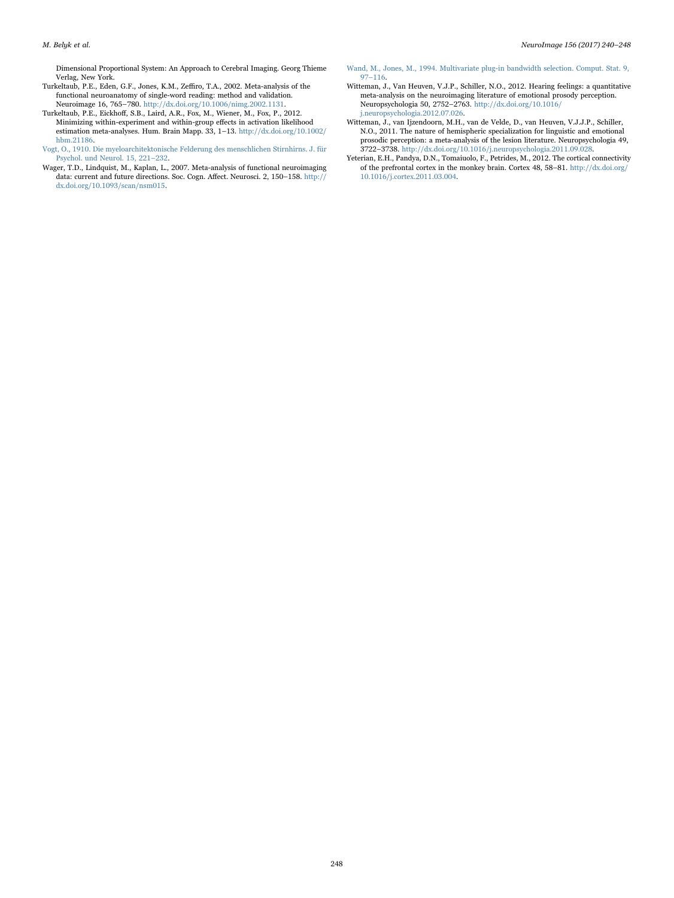Dimensional Proportional System: An Approach to Cerebral Imaging. Georg Thieme Verlag, New York.

Turkeltaub, P.E., Eden, G.F., Jones, K.M., Zeffiro, T.A., 2002. Meta-analysis of the functional neuroanatomy of single-word reading: method and validation. Neuroimage 16, 765–780. http://dx.doi.org/10.1006/nimg.2002.1131.

Turkeltaub, P.E., Eickhoff, S.B., Laird, A.R., Fox, M., Wiener, M., Fox, P., 2012. Minimizing within-experiment and within-group effects in activation likelihood estimation meta-analyses. Hum. Brain Mapp. 33, 1–13. http://dx.doi.org/10.1002/hbm.21186.

Vogt, O., 1910. Die myeloarchitektonische Felderung des menschlichen Stirnhirns. J. für Psychol. und Neurol. 15, 221–232.

Wager, T.D., Lindquist, M., Kaplan, L., 2007. Meta-analysis of functional neuroimaging data: current and future directions. Soc. Cogn. Affect. Neurosci. 2, 150–158. http://dx.doi.org/10.1093/scan/nsm015.

Wand, M., Jones, M., 1994. Multivariate plug-in bandwidth selection. Comput. Stat. 9, 97–116.

Witteman, J., Van Heuven, V.J.P., Schiller, N.O., 2012. Hearing feelings: a quantitative meta-analysis on the neuroimaging literature of emotional prosody perception. Neuropsychologia 50, 2752–2763. http://dx.doi.org/10.1016/j.neuropsychologia.2012.07.026.

Witteman, J., van Ijzendoorn, M.H., van de Velde, D., van Heuven, V.J.J.P., Schiller, N.O., 2011. The nature of hemispheric specialization for linguistic and emotional prosodic perception: a meta-analysis of the lesion literature. Neuropsychologia 49, 3722–3738. http://dx.doi.org/10.1016/j.neuropsychologia.2011.09.028.

Yeterian, E.H., Pandya, D.N., Tomaiuolo, F., Petrides, M., 2012. The cortical connectivity of the prefrontal cortex in the monkey brain. Cortex 48, 58–81. http://dx.doi.org/10.1016/j.cortex.2011.03.004.